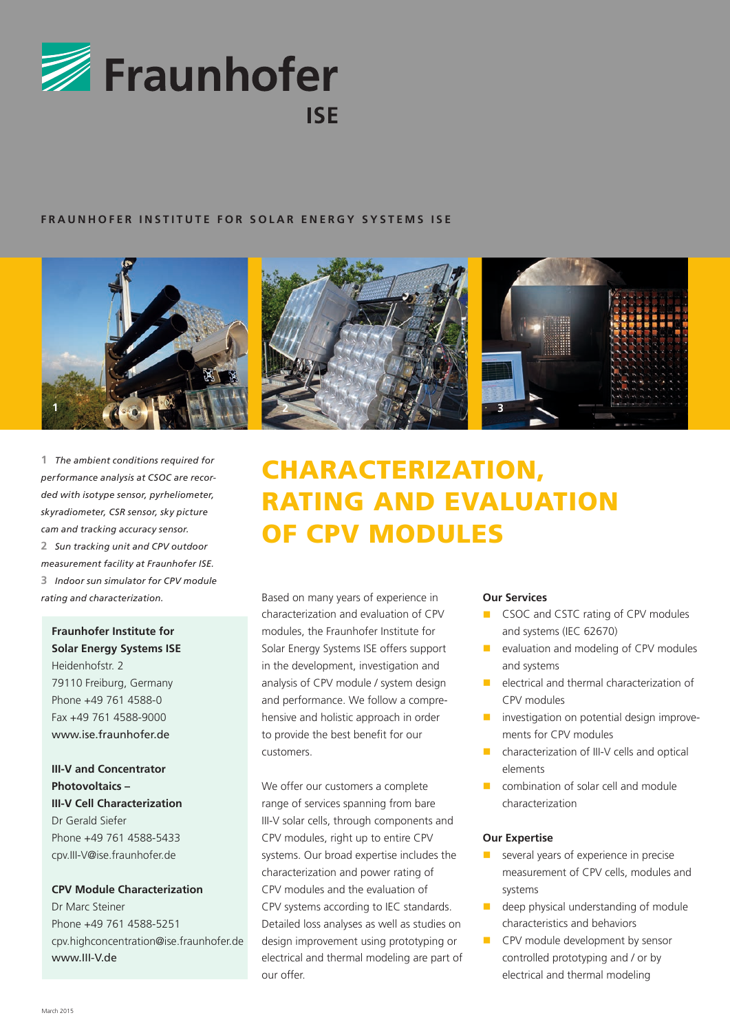Fraunhofer ISE

FRAUNHOFER INSTITUTE FOR SOLAR ENERGY SYSTEMS ISE

*1 The ambient conditions required for performance analysis at CSOC are recorded with isotype sensor, pyrheliometer, skyradiometer, CSR sensor, sky picture cam and tracking accuracy sensor.*
*2 Sun tracking unit and CPV outdoor measurement facility at Fraunhofer ISE.*
*3 Indoor sun simulator for CPV module rating and characterization.*

**Fraunhofer Institute for Solar Energy Systems ISE**
Heidenhofstr. 2
79110 Freiburg, Germany
Phone +49 761 4588-0
Fax +49 761 4588-9000
www.ise.fraunhofer.de

**III-V and Concentrator Photovoltaics – III-V Cell Characterization**
Dr Gerald Siefer
Phone +49 761 4588-5433
cpv.III-V@ise.fraunhofer.de

**CPV Module Characterization**
Dr Marc Steiner
Phone +49 761 4588-5251
cpv.highconcentration@ise.fraunhofer.de
www.III-V.de

# CHARACTERIZATION, RATING AND EVALUATION OF CPV MODULES

Based on many years of experience in characterization and evaluation of CPV modules, the Fraunhofer Institute for Solar Energy Systems ISE offers support in the development, investigation and analysis of CPV module / system design and performance. We follow a comprehensive and holistic approach in order to provide the best benefit for our customers.

We offer our customers a complete range of services spanning from bare III-V solar cells, through components and CPV modules, right up to entire CPV systems. Our broad expertise includes the characterization and power rating of CPV modules and the evaluation of CPV systems according to IEC standards. Detailed loss analyses as well as studies on design improvement using prototyping or electrical and thermal modeling are part of our offer.

### Our Services

- CSOC and CSTC rating of CPV modules and systems (IEC 62670)
- evaluation and modeling of CPV modules and systems
- electrical and thermal characterization of CPV modules
- investigation on potential design improvements for CPV modules
- characterization of III-V cells and optical elements
- combination of solar cell and module characterization

### Our Expertise

- several years of experience in precise measurement of CPV cells, modules and systems
- deep physical understanding of module characteristics and behaviors
- CPV module development by sensor controlled prototyping and / or by electrical and thermal modeling

March 2015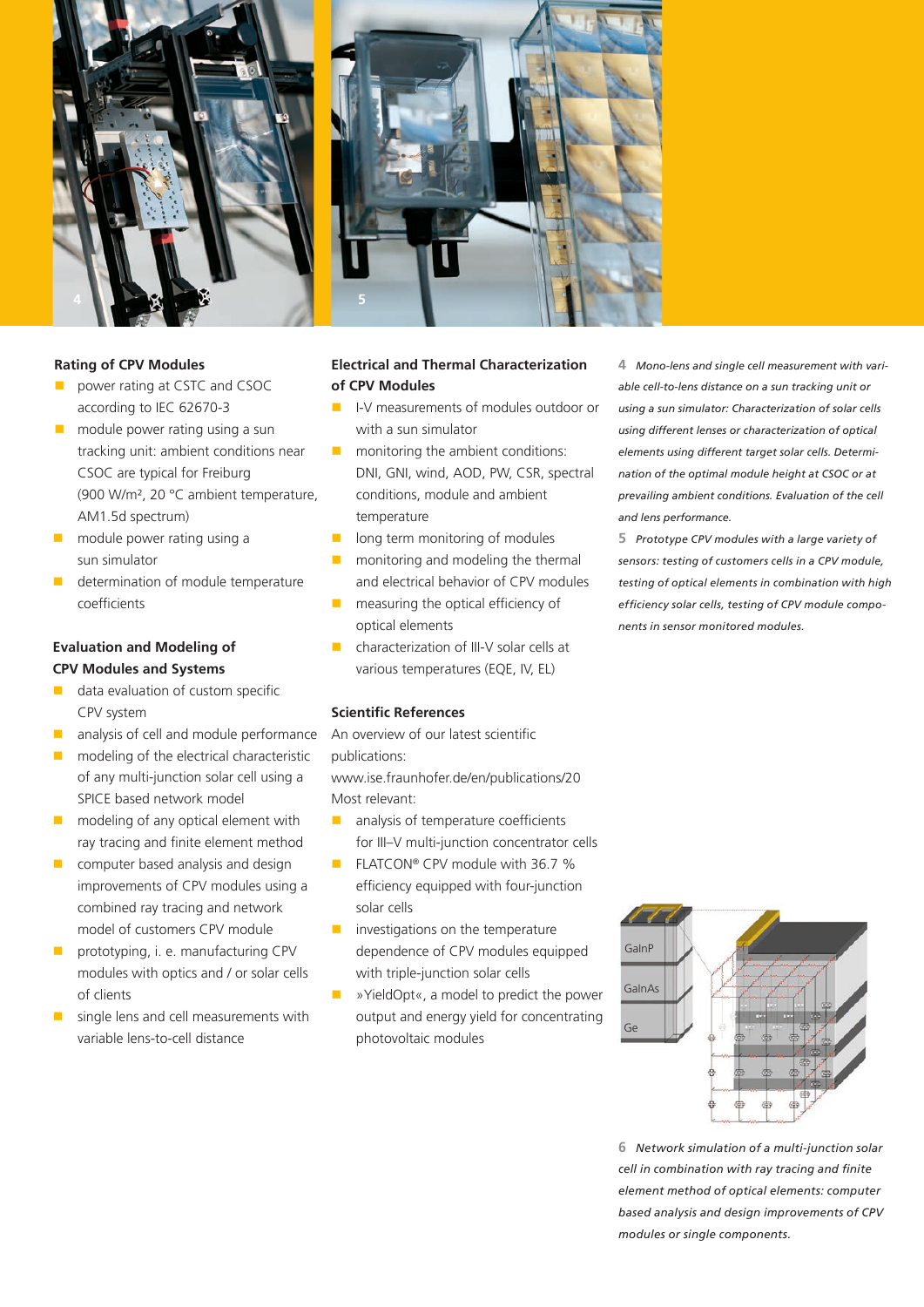## Rating of CPV Modules

- power rating at CSTC and CSOC according to IEC 62670-3
- module power rating using a sun tracking unit: ambient conditions near CSOC are typical for Freiburg (900 W/m², 20 °C ambient temperature, AM1.5d spectrum)
- module power rating using a sun simulator
- determination of module temperature coefficients

## Evaluation and Modeling of CPV Modules and Systems

- data evaluation of custom specific CPV system
- analysis of cell and module performance
- modeling of the electrical characteristic of any multi-junction solar cell using a SPICE based network model
- modeling of any optical element with ray tracing and finite element method
- computer based analysis and design improvements of CPV modules using a combined ray tracing and network model of customers CPV module
- prototyping, i. e. manufacturing CPV modules with optics and / or solar cells of clients
- single lens and cell measurements with variable lens-to-cell distance

## Electrical and Thermal Characterization of CPV Modules

- I-V measurements of modules outdoor or with a sun simulator
- monitoring the ambient conditions: DNI, GNI, wind, AOD, PW, CSR, spectral conditions, module and ambient temperature
- long term monitoring of modules
- monitoring and modeling the thermal and electrical behavior of CPV modules
- measuring the optical efficiency of optical elements
- characterization of III-V solar cells at various temperatures (EQE, IV, EL)

## Scientific References

An overview of our latest scientific publications:
www.ise.fraunhofer.de/en/publications/20
Most relevant:

- analysis of temperature coefficients for III–V multi-junction concentrator cells
- FLATCON® CPV module with 36.7 % efficiency equipped with four-junction solar cells
- investigations on the temperature dependence of CPV modules equipped with triple-junction solar cells
- »YieldOpt«, a model to predict the power output and energy yield for concentrating photovoltaic modules

*4 Mono-lens and single cell measurement with variable cell-to-lens distance on a sun tracking unit or using a sun simulator: Characterization of solar cells using different lenses or characterization of optical elements using different target solar cells. Determination of the optimal module height at CSOC or at prevailing ambient conditions. Evaluation of the cell and lens performance.*

*5 Prototype CPV modules with a large variety of sensors: testing of customers cells in a CPV module, testing of optical elements in combination with high efficiency solar cells, testing of CPV module components in sensor monitored modules.*

GaInP
GaInAs
Ge

*6 Network simulation of a multi-junction solar cell in combination with ray tracing and finite element method of optical elements: computer based analysis and design improvements of CPV modules or single components.*